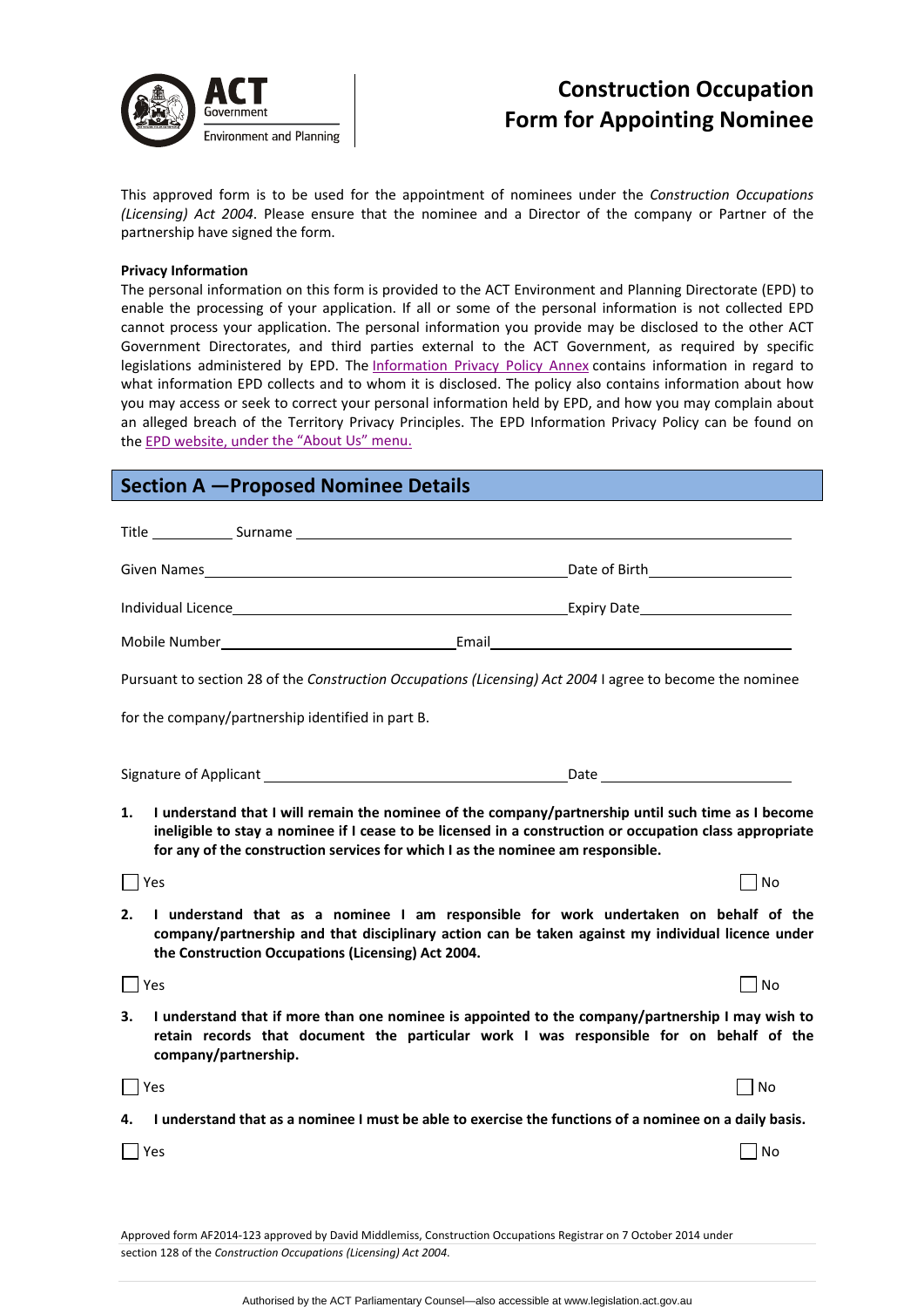ACT Government
Environment and Planning

# Construction Occupation Form for Appointing Nominee

This approved form is to be used for the appointment of nominees under the *Construction Occupations (Licensing) Act 2004*. Please ensure that the nominee and a Director of the company or Partner of the partnership have signed the form.

**Privacy Information**

The personal information on this form is provided to the ACT Environment and Planning Directorate (EPD) to enable the processing of your application. If all or some of the personal information is not collected EPD cannot process your application. The personal information you provide may be disclosed to the other ACT Government Directorates, and third parties external to the ACT Government, as required by specific legislations administered by EPD. The Information Privacy Policy Annex contains information in regard to what information EPD collects and to whom it is disclosed. The policy also contains information about how you may access or seek to correct your personal information held by EPD, and how you may complain about an alleged breach of the Territory Privacy Principles. The EPD Information Privacy Policy can be found on the EPD website, under the "About Us" menu.

## Section A —Proposed Nominee Details

Title __________ Surname ______________________________________________

Given Names ______________________________________ Date of Birth __________________

Individual Licence ____________________________________ Expiry Date __________________

Mobile Number __________________________ Email ______________________________________

Pursuant to section 28 of the *Construction Occupations (Licensing) Act 2004* I agree to become the nominee for the company/partnership identified in part B.

Signature of Applicant ____________________________________ Date ______________________

1. **I understand that I will remain the nominee of the company/partnership until such time as I become ineligible to stay a nominee if I cease to be licensed in a construction or occupation class appropriate for any of the construction services for which I as the nominee am responsible.**

☐ Yes ☐ No

2. **I understand that as a nominee I am responsible for work undertaken on behalf of the company/partnership and that disciplinary action can be taken against my individual licence under the Construction Occupations (Licensing) Act 2004.**

☐ Yes ☐ No

3. **I understand that if more than one nominee is appointed to the company/partnership I may wish to retain records that document the particular work I was responsible for on behalf of the company/partnership.**

☐ Yes ☐ No

4. **I understand that as a nominee I must be able to exercise the functions of a nominee on a daily basis.**

☐ Yes ☐ No

Approved form AF2014-123 approved by David Middlemiss, Construction Occupations Registrar on 7 October 2014 under section 128 of the *Construction Occupations (Licensing) Act 2004*.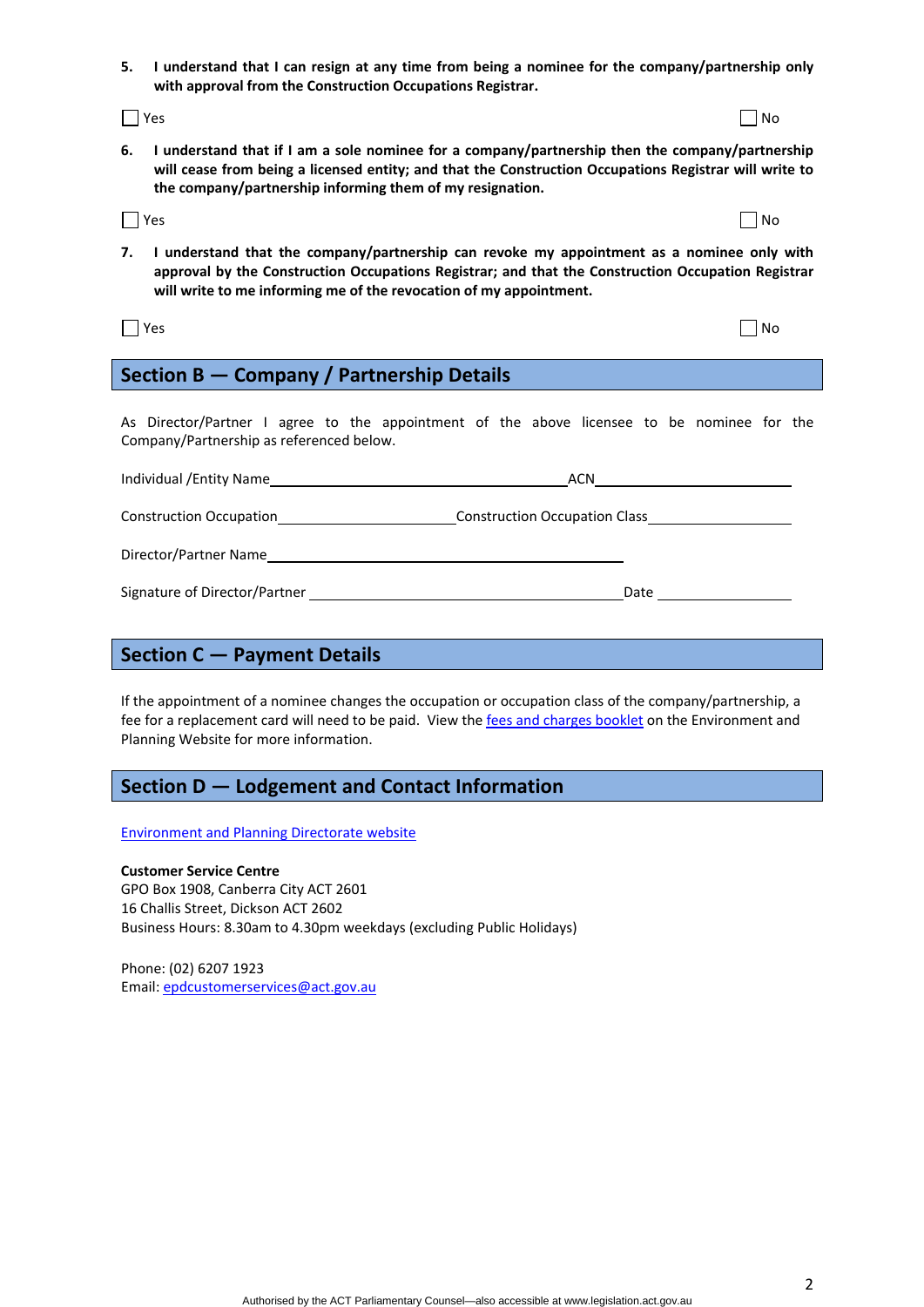**5. I understand that I can resign at any time from being a nominee for the company/partnership only with approval from the Construction Occupations Registrar.**

☐ Yes ☐ No

**6. I understand that if I am a sole nominee for a company/partnership then the company/partnership will cease from being a licensed entity; and that the Construction Occupations Registrar will write to the company/partnership informing them of my resignation.**

☐ Yes ☐ No

**7. I understand that the company/partnership can revoke my appointment as a nominee only with approval by the Construction Occupations Registrar; and that the Construction Occupation Registrar will write to me informing me of the revocation of my appointment.**

☐ Yes ☐ No

## Section B — Company / Partnership Details

As Director/Partner I agree to the appointment of the above licensee to be nominee for the Company/Partnership as referenced below.

Individual /Entity Name\_\_\_\_\_\_\_\_\_\_\_\_\_\_\_\_\_\_\_\_\_\_\_\_ ACN\_\_\_\_\_\_\_\_\_\_\_\_\_\_\_\_

Construction Occupation\_\_\_\_\_\_\_\_\_\_\_\_\_\_\_\_ Construction Occupation Class\_\_\_\_\_\_\_\_\_\_\_\_\_\_\_\_

Director/Partner Name\_\_\_\_\_\_\_\_\_\_\_\_\_\_\_\_\_\_\_\_\_\_\_\_\_\_\_\_

Signature of Director/Partner \_\_\_\_\_\_\_\_\_\_\_\_\_\_\_\_\_\_\_\_\_\_\_\_\_\_\_\_ Date \_\_\_\_\_\_\_\_\_\_\_\_

## Section C — Payment Details

If the appointment of a nominee changes the occupation or occupation class of the company/partnership, a fee for a replacement card will need to be paid. View the fees and charges booklet on the Environment and Planning Website for more information.

## Section D — Lodgement and Contact Information

Environment and Planning Directorate website

**Customer Service Centre**
GPO Box 1908, Canberra City ACT 2601
16 Challis Street, Dickson ACT 2602
Business Hours: 8.30am to 4.30pm weekdays (excluding Public Holidays)

Phone: (02) 6207 1923
Email: epdcustomerservices@act.gov.au